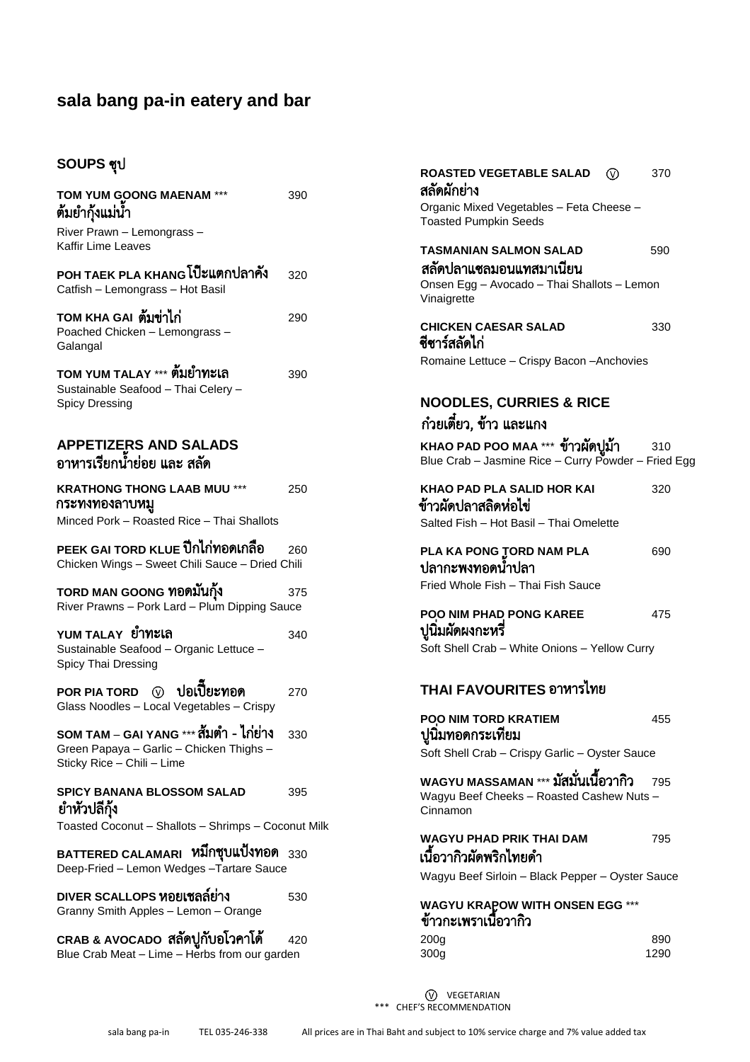# sala bang pa-in eatery and bar

## SOUPS ซุป

**TOM YUM GOONG MAENAM** *** 390
**ต้มยำกุ้งแม่น้ำ**
River Prawn – Lemongrass – Kaffir Lime Leaves

**POH TAEK PLA KHANG โป๊ะแตกปลาคัง** 320
Catfish – Lemongrass – Hot Basil

**TOM KHA GAI ต้มข่าไก่** 290
Poached Chicken – Lemongrass – Galangal

**TOM YUM TALAY** *** **ต้มยำทะเล** 390
Sustainable Seafood – Thai Celery – Spicy Dressing

## APPETIZERS AND SALADS
## อาหารเรียกน้ำย่อย และ สลัด

**KRATHONG THONG LAAB MUU** *** 250
**กระทงทองลาบหมู**
Minced Pork – Roasted Rice – Thai Shallots

**PEEK GAI TORD KLUE ปีกไก่ทอดเกลือ** 260
Chicken Wings – Sweet Chili Sauce – Dried Chili

**TORD MAN GOONG ทอดมันกุ้ง** 375
River Prawns – Pork Lard – Plum Dipping Sauce

**YUM TALAY ยำทะเล** 340
Sustainable Seafood – Organic Lettuce – Spicy Thai Dressing

**POR PIA TORD** Ⓥ **ปอเปี๊ยะทอด** 270
Glass Noodles – Local Vegetables – Crispy

**SOM TAM – GAI YANG** *** **ส้มตำ - ไก่ย่าง** 330
Green Papaya – Garlic – Chicken Thighs – Sticky Rice – Chili – Lime

**SPICY BANANA BLOSSOM SALAD** 395
**ยำหัวปลีกุ้ง**
Toasted Coconut – Shallots – Shrimps – Coconut Milk

**BATTERED CALAMARI หมึกชุบแป้งทอด** 330
Deep-Fried – Lemon Wedges –Tartare Sauce

**DIVER SCALLOPS หอยเชลล์ย่าง** 530
Granny Smith Apples – Lemon – Orange

**CRAB & AVOCADO สลัดปูกับอโวคาโด้** 420
Blue Crab Meat – Lime – Herbs from our garden

**ROASTED VEGETABLE SALAD** Ⓥ 370
**สลัดผักย่าง**
Organic Mixed Vegetables – Feta Cheese – Toasted Pumpkin Seeds

**TASMANIAN SALMON SALAD** 590
**สลัดปลาแซลมอนแทสมาเนียน**
Onsen Egg – Avocado – Thai Shallots – Lemon Vinaigrette

**CHICKEN CAESAR SALAD** 330
**ซีซาร์สลัดไก่**
Romaine Lettuce – Crispy Bacon –Anchovies

## NOODLES, CURRIES & RICE
## ก๋วยเตี๋ยว, ข้าว และแกง

**KHAO PAD POO MAA** *** **ข้าวผัดปูม้า** 310
Blue Crab – Jasmine Rice – Curry Powder – Fried Egg

**KHAO PAD PLA SALID HOR KAI** 320
**ข้าวผัดปลาสลิดห่อไข่**
Salted Fish – Hot Basil – Thai Omelette

**PLA KA PONG TORD NAM PLA** 690
**ปลากะพงทอดน้ำปลา**
Fried Whole Fish – Thai Fish Sauce

**POO NIM PHAD PONG KAREE** 475
**ปูนิ่มผัดผงกะหรี่**
Soft Shell Crab – White Onions – Yellow Curry

## THAI FAVOURITES อาหารไทย

**POO NIM TORD KRATIEM** 455
**ปูนิ่มทอดกระเทียม**
Soft Shell Crab – Crispy Garlic – Oyster Sauce

**WAGYU MASSAMAN** *** **มัสมั่นเนื้อวากิว** 795
Wagyu Beef Cheeks – Roasted Cashew Nuts – Cinnamon

**WAGYU PHAD PRIK THAI DAM** 795
**เนื้อวากิวผัดพริกไทยดำ**
Wagyu Beef Sirloin – Black Pepper – Oyster Sauce

**WAGYU KRAPOW WITH ONSEN EGG** ***
**ข้าวกะเพราเนื้อวากิว**
200g 890
300g 1290

Ⓥ VEGETARIAN
*** CHEF'S RECOMMENDATION

sala bang pa-in TEL 035-246-338 All prices are in Thai Baht and subject to 10% service charge and 7% value added tax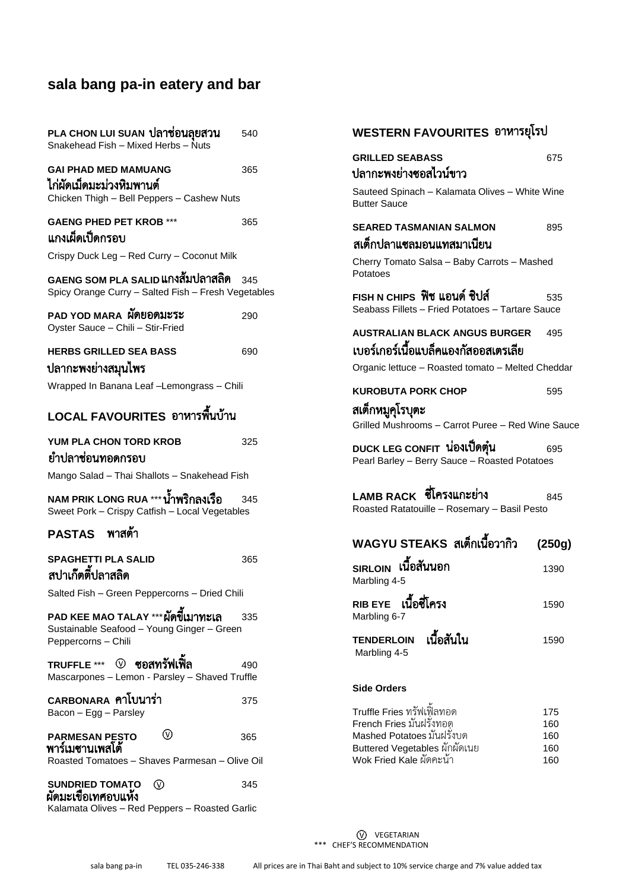# sala bang pa-in eatery and bar

**PLA CHON LUI SUAN ปลาช่อนลุยสวน** 540
Snakehead Fish – Mixed Herbs – Nuts

**GAI PHAD MED MAMUANG** 365
**ไก่ผัดเม็ดมะม่วงหิมพานต์**
Chicken Thigh – Bell Peppers – Cashew Nuts

**GAENG PHED PET KROB** *** 365
**แกงเผ็ดเป็ดกรอบ**
Crispy Duck Leg – Red Curry – Coconut Milk

**GAENG SOM PLA SALID แกงส้มปลาสลิด** 345
Spicy Orange Curry – Salted Fish – Fresh Vegetables

**PAD YOD MARA ผัดยอดมะระ** 290
Oyster Sauce – Chili – Stir-Fried

**HERBS GRILLED SEA BASS** 690
**ปลากะพงย่างสมุนไพร**
Wrapped In Banana Leaf –Lemongrass – Chili

## LOCAL FAVOURITES อาหารพื้นบ้าน

**YUM PLA CHON TORD KROB** 325
**ยำปลาช่อนทอดกรอบ**
Mango Salad – Thai Shallots – Snakehead Fish

**NAM PRIK LONG RUA** *** **น้ำพริกลงเรือ** 345
Sweet Pork – Crispy Catfish – Local Vegetables

## PASTAS พาสต้า

**SPAGHETTI PLA SALID** 365
**สปาเก็ตตี้ปลาสลิด**
Salted Fish – Green Peppercorns – Dried Chili

**PAD KEE MAO TALAY** *** **ผัดขี้เมาทะเล** 335
Sustainable Seafood – Young Ginger – Green Peppercorns – Chili

**TRUFFLE** *** Ⓥ **ซอสทรัฟเฟิ้ล** 490
Mascarpones – Lemon - Parsley – Shaved Truffle

**CARBONARA คาโบนาร่า** 375
Bacon – Egg – Parsley

**PARMESAN PESTO** Ⓥ 365
**พาร์เมซานเพสโต้**
Roasted Tomatoes – Shaves Parmesan – Olive Oil

**SUNDRIED TOMATO** Ⓥ 345
**ผัดมะเขือเทศอบแห้ง**
Kalamata Olives – Red Peppers – Roasted Garlic

## WESTERN FAVOURITES อาหารยุโรป

**GRILLED SEABASS** 675
**ปลากะพงย่างซอสไวน์ขาว**
Sauteed Spinach – Kalamata Olives – White Wine Butter Sauce

**SEARED TASMANIAN SALMON** 895
**สเต็กปลาแซลมอนแทสมาเนียน**
Cherry Tomato Salsa – Baby Carrots – Mashed Potatoes

**FISH N CHIPS ฟิช แอนด์ ชิปส์** 535
Seabass Fillets – Fried Potatoes – Tartare Sauce

**AUSTRALIAN BLACK ANGUS BURGER** 495
**เบอร์เกอร์เนื้อแบล็คแองกัสออสเตรเลีย**
Organic lettuce – Roasted tomato – Melted Cheddar

**KUROBUTA PORK CHOP** 595
**สเต็กหมูคุโรบุตะ**
Grilled Mushrooms – Carrot Puree – Red Wine Sauce

**DUCK LEG CONFIT น่องเป็ดตุ๋น** 695
Pearl Barley – Berry Sauce – Roasted Potatoes

**LAMB RACK ซี่โครงแกะย่าง** 845
Roasted Ratatouille – Rosemary – Basil Pesto

## WAGYU STEAKS สเต็กเนื้อวากิว (250g)

**SIRLOIN เนื้อสันนอก** 1390
Marbling 4-5

**RIB EYE เนื้อซี่โครง** 1590
Marbling 6-7

**TENDERLOIN เนื้อสันใน** 1590
Marbling 4-5

### Side Orders

| | |
|---|---|
| Truffle Fries ทรัฟเฟิ้ลทอด | 175 |
| French Fries มันฝรั่งทอด | 160 |
| Mashed Potatoes มันฝรั่งบด | 160 |
| Buttered Vegetables ผักผัดเนย | 160 |
| Wok Fried Kale ผัดคะน้า | 160 |

Ⓥ VEGETARIAN
*** CHEF'S RECOMMENDATION

sala bang pa-in TEL 035-246-338 All prices are in Thai Baht and subject to 10% service charge and 7% value added tax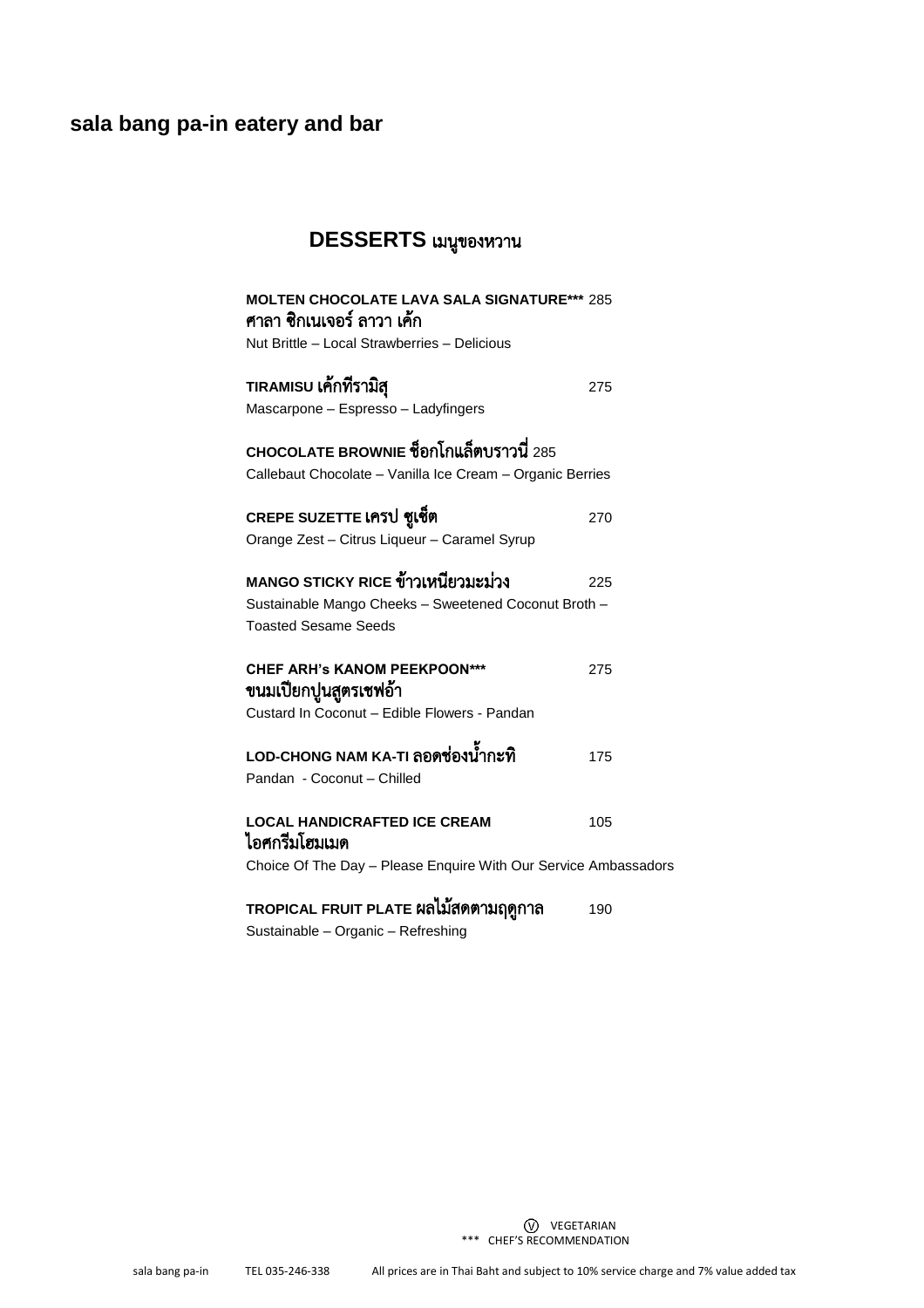## sala bang pa-in eatery and bar

### DESSERTS เมนูของหวาน

**MOLTEN CHOCOLATE LAVA SALA SIGNATURE***** 285
**ศาลา ซิกเนเจอร์ ลาวา เค้ก**
Nut Brittle – Local Strawberries – Delicious

**TIRAMISU เค้กทีรามิสุ** 275
Mascarpone – Espresso – Ladyfingers

**CHOCOLATE BROWNIE ช็อกโกแล็ตบราวนี่** 285
Callebaut Chocolate – Vanilla Ice Cream – Organic Berries

**CREPE SUZETTE เครป ซูเซ็ต** 270
Orange Zest – Citrus Liqueur – Caramel Syrup

**MANGO STICKY RICE ข้าวเหนียวมะม่วง** 225
Sustainable Mango Cheeks – Sweetened Coconut Broth – Toasted Sesame Seeds

**CHEF ARH's KANOM PEEKPOON***** 275
**ขนมเปียกปูนสูตรเชฟอ้า**
Custard In Coconut – Edible Flowers - Pandan

**LOD-CHONG NAM KA-TI ลอดช่องน้ำกะทิ** 175
Pandan - Coconut – Chilled

**LOCAL HANDICRAFTED ICE CREAM** 105
**ไอศกรีมโฮมเมด**
Choice Of The Day – Please Enquire With Our Service Ambassadors

**TROPICAL FRUIT PLATE ผลไม้สดตามฤดูกาล** 190
Sustainable – Organic – Refreshing

(V) VEGETARIAN
*** CHEF'S RECOMMENDATION

sala bang pa-in TEL 035-246-338 All prices are in Thai Baht and subject to 10% service charge and 7% value added tax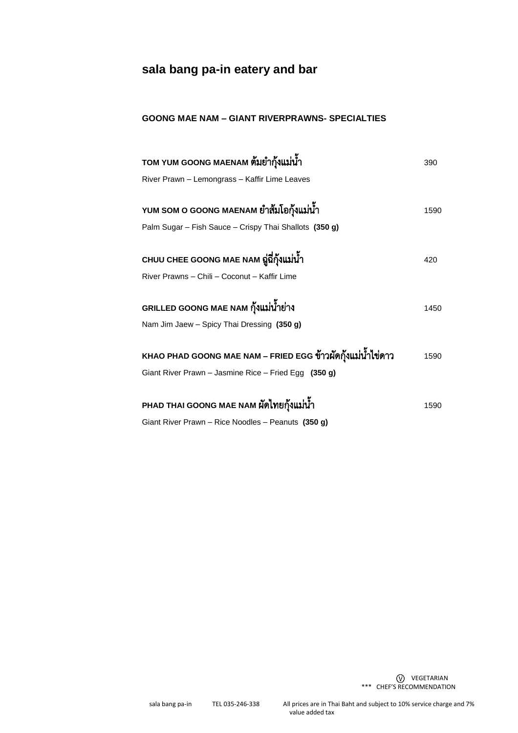# sala bang pa-in eatery and bar

## GOONG MAE NAM – GIANT RIVERPRAWNS- SPECIALTIES

**TOM YUM GOONG MAENAM ต้มยำกุ้งแม่น้ำ** 390

River Prawn – Lemongrass – Kaffir Lime Leaves

**YUM SOM O GOONG MAENAM ยำส้มโอกุ้งแม่น้ำ** 1590

Palm Sugar – Fish Sauce – Crispy Thai Shallots **(350 g)**

**CHUU CHEE GOONG MAE NAM ฉู่ฉี่กุ้งแม่น้ำ** 420

River Prawns – Chili – Coconut – Kaffir Lime

**GRILLED GOONG MAE NAM กุ้งแม่น้ำย่าง** 1450

Nam Jim Jaew – Spicy Thai Dressing **(350 g)**

**KHAO PHAD GOONG MAE NAM – FRIED EGG ข้าวผัดกุ้งแม่น้ำไข่ดาว** 1590

Giant River Prawn – Jasmine Rice – Fried Egg **(350 g)**

**PHAD THAI GOONG MAE NAM ผัดไทยกุ้งแม่น้ำ** 1590

Giant River Prawn – Rice Noodles – Peanuts **(350 g)**

Ⓥ VEGETARIAN
*** CHEF'S RECOMMENDATION

sala bang pa-in TEL 035-246-338 All prices are in Thai Baht and subject to 10% service charge and 7% value added tax